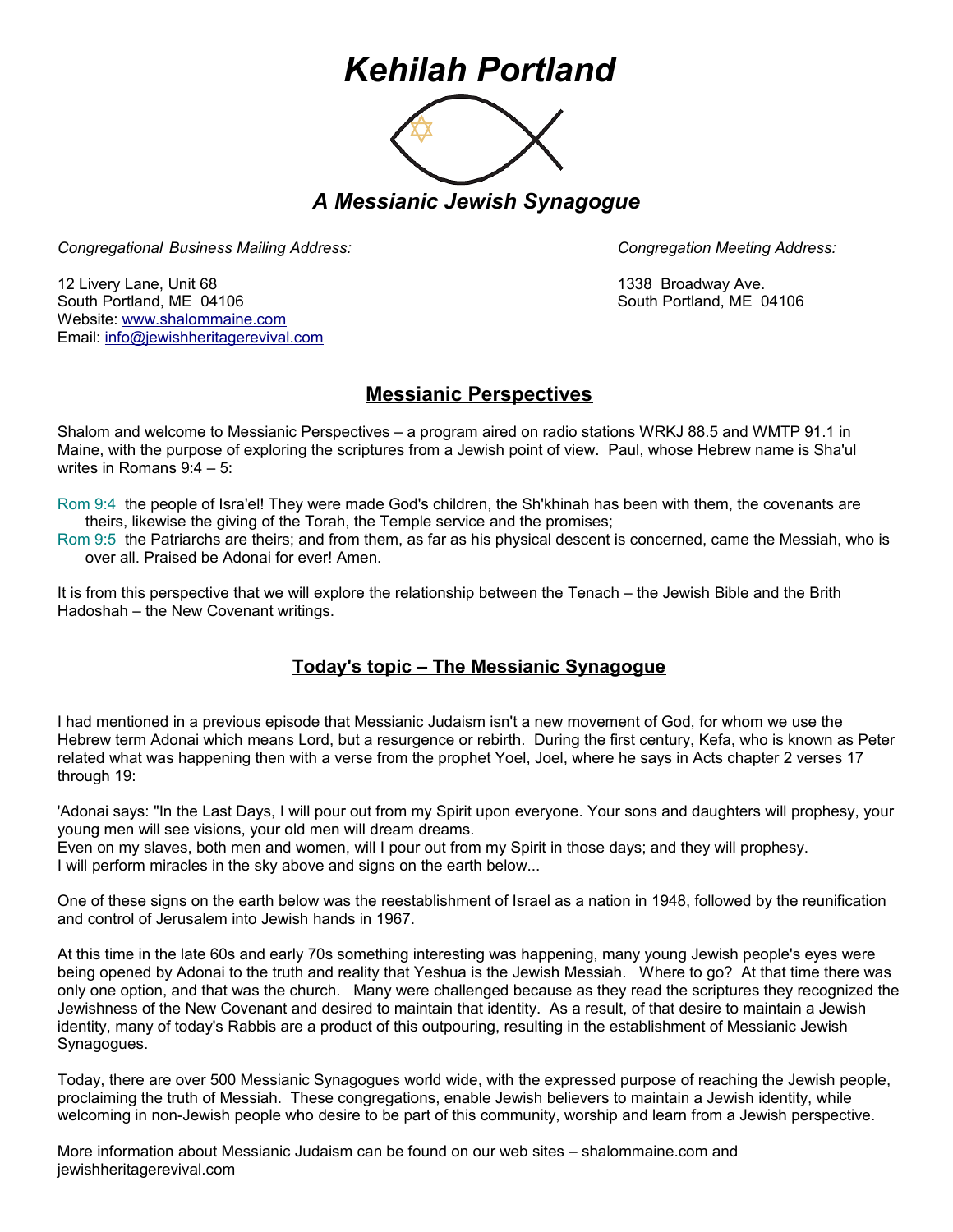# *Kehilah Portland*

## *A Messianic Jewish Synagogue*

*Congregational Business Mailing Address:*

12 Livery Lane, Unit 68
South Portland, ME 04106
Website: www.shalommaine.com
Email: info@jewishheritagerevival.com

*Congregation Meeting Address:*

1338 Broadway Ave.
South Portland, ME 04106

## Messianic Perspectives

Shalom and welcome to Messianic Perspectives – a program aired on radio stations WRKJ 88.5 and WMTP 91.1 in Maine, with the purpose of exploring the scriptures from a Jewish point of view. Paul, whose Hebrew name is Sha'ul writes in Romans 9:4 – 5:

Rom 9:4 the people of Isra'el! They were made God's children, the Sh'khinah has been with them, the covenants are theirs, likewise the giving of the Torah, the Temple service and the promises;
Rom 9:5 the Patriarchs are theirs; and from them, as far as his physical descent is concerned, came the Messiah, who is over all. Praised be Adonai for ever! Amen.

It is from this perspective that we will explore the relationship between the Tenach – the Jewish Bible and the Brith Hadoshah – the New Covenant writings.

## Today's topic – The Messianic Synagogue

I had mentioned in a previous episode that Messianic Judaism isn't a new movement of God, for whom we use the Hebrew term Adonai which means Lord, but a resurgence or rebirth. During the first century, Kefa, who is known as Peter related what was happening then with a verse from the prophet Yoel, Joel, where he says in Acts chapter 2 verses 17 through 19:

'Adonai says: "In the Last Days, I will pour out from my Spirit upon everyone. Your sons and daughters will prophesy, your young men will see visions, your old men will dream dreams.
Even on my slaves, both men and women, will I pour out from my Spirit in those days; and they will prophesy.
I will perform miracles in the sky above and signs on the earth below...

One of these signs on the earth below was the reestablishment of Israel as a nation in 1948, followed by the reunification and control of Jerusalem into Jewish hands in 1967.

At this time in the late 60s and early 70s something interesting was happening, many young Jewish people's eyes were being opened by Adonai to the truth and reality that Yeshua is the Jewish Messiah. Where to go? At that time there was only one option, and that was the church. Many were challenged because as they read the scriptures they recognized the Jewishness of the New Covenant and desired to maintain that identity. As a result, of that desire to maintain a Jewish identity, many of today's Rabbis are a product of this outpouring, resulting in the establishment of Messianic Jewish Synagogues.

Today, there are over 500 Messianic Synagogues world wide, with the expressed purpose of reaching the Jewish people, proclaiming the truth of Messiah. These congregations, enable Jewish believers to maintain a Jewish identity, while welcoming in non-Jewish people who desire to be part of this community, worship and learn from a Jewish perspective.

More information about Messianic Judaism can be found on our web sites – shalommaine.com and jewishheritagerevival.com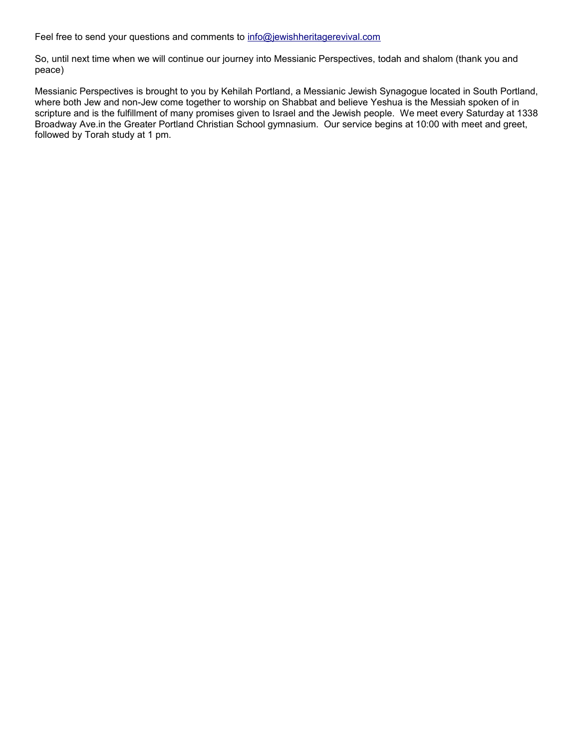Feel free to send your questions and comments to info@jewishheritagerevival.com

So, until next time when we will continue our journey into Messianic Perspectives, todah and shalom (thank you and peace)

Messianic Perspectives is brought to you by Kehilah Portland, a Messianic Jewish Synagogue located in South Portland, where both Jew and non-Jew come together to worship on Shabbat and believe Yeshua is the Messiah spoken of in scripture and is the fulfillment of many promises given to Israel and the Jewish people. We meet every Saturday at 1338 Broadway Ave.in the Greater Portland Christian School gymnasium. Our service begins at 10:00 with meet and greet, followed by Torah study at 1 pm.